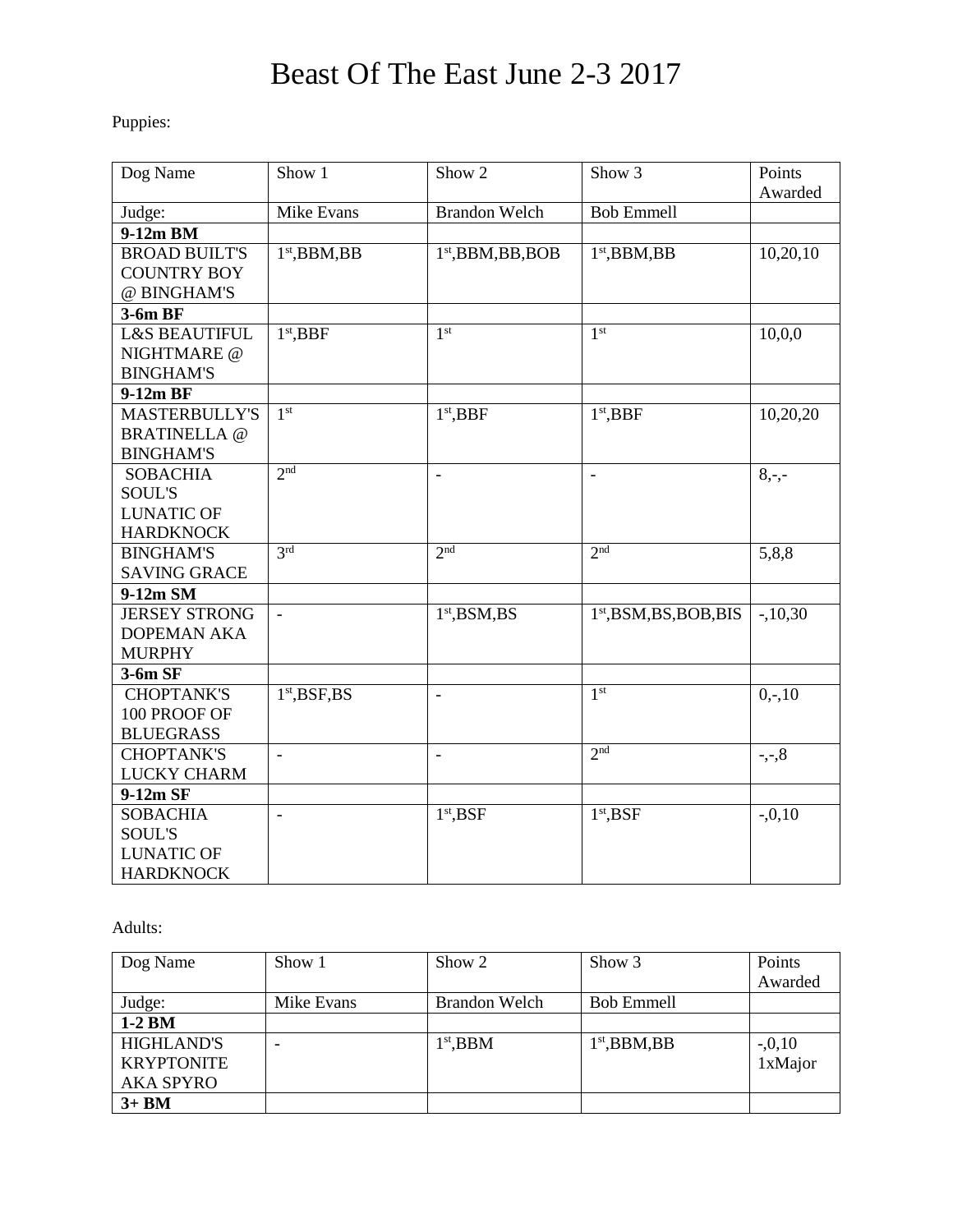# Beast Of The East June 2-3 2017

Puppies:

| Dog Name | Show 1 | Show 2 | Show 3 | Points Awarded |
|---|---|---|---|---|
| Judge: | Mike Evans | Brandon Welch | Bob Emmell | |
| **9-12m BM** | | | | |
| BROAD BUILT'S COUNTRY BOY @ BINGHAM'S | 1st,BBM,BB | 1st,BBM,BB,BOB | 1st,BBM,BB | 10,20,10 |
| **3-6m BF** | | | | |
| L&S BEAUTIFUL NIGHTMARE @ BINGHAM'S | 1st,BBF | 1st | 1st | 10,0,0 |
| **9-12m BF** | | | | |
| MASTERBULLY'S BRATINELLA @ BINGHAM'S | 1st | 1st,BBF | 1st,BBF | 10,20,20 |
| SOBACHIA SOUL'S LUNATIC OF HARDKNOCK | 2nd | - | - | 8,-,- |
| BINGHAM'S SAVING GRACE | 3rd | 2nd | 2nd | 5,8,8 |
| **9-12m SM** | | | | |
| JERSEY STRONG DOPEMAN AKA MURPHY | - | 1st,BSM,BS | 1st,BSM,BS,BOB,BIS | -,10,30 |
| **3-6m SF** | | | | |
| CHOPTANK'S 100 PROOF OF BLUEGRASS | 1st,BSF,BS | - | 1st | 0,-,10 |
| CHOPTANK'S LUCKY CHARM | - | - | 2nd | -,-,8 |
| **9-12m SF** | | | | |
| SOBACHIA SOUL'S LUNATIC OF HARDKNOCK | - | 1st,BSF | 1st,BSF | -,0,10 |

Adults:

| Dog Name | Show 1 | Show 2 | Show 3 | Points Awarded |
|---|---|---|---|---|
| Judge: | Mike Evans | Brandon Welch | Bob Emmell | |
| **1-2 BM** | | | | |
| HIGHLAND'S KRYPTONITE AKA SPYRO | - | 1st,BBM | 1st,BBM,BB | -,0,10 1xMajor |
| **3+ BM** | | | | |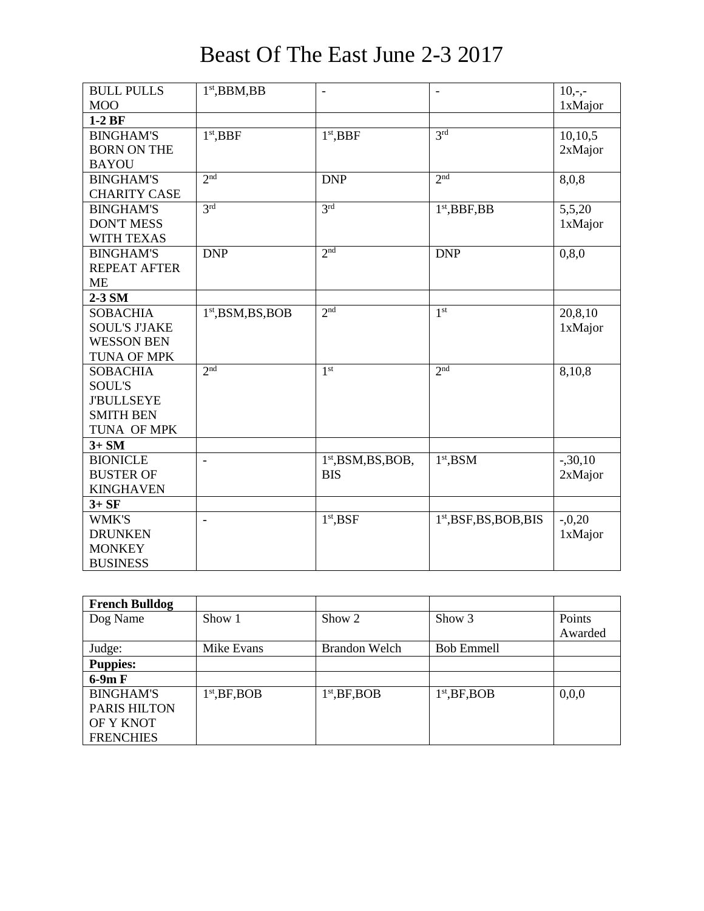# Beast Of The East June 2-3 2017

| | | | | |
|---|---|---|---|---|
| BULL PULLS MOO | 1st,BBM,BB | - | - | 10,-,- 1xMajor |
| **1-2 BF** | | | | |
| BINGHAM'S BORN ON THE BAYOU | 1st,BBF | 1st,BBF | 3rd | 10,10,5 2xMajor |
| BINGHAM'S CHARITY CASE | 2nd | DNP | 2nd | 8,0,8 |
| BINGHAM'S DON'T MESS WITH TEXAS | 3rd | 3rd | 1st,BBF,BB | 5,5,20 1xMajor |
| BINGHAM'S REPEAT AFTER ME | DNP | 2nd | DNP | 0,8,0 |
| **2-3 SM** | | | | |
| SOBACHIA SOUL'S J'JAKE WESSON BEN TUNA OF MPK | 1st,BSM,BS,BOB | 2nd | 1st | 20,8,10 1xMajor |
| SOBACHIA SOUL'S J'BULLSEYE SMITH BEN TUNA OF MPK | 2nd | 1st | 2nd | 8,10,8 |
| **3+ SM** | | | | |
| BIONICLE BUSTER OF KINGHAVEN | - | 1st,BSM,BS,BOB, BIS | 1st,BSM | -,30,10 2xMajor |
| **3+ SF** | | | | |
| WMK'S DRUNKEN MONKEY BUSINESS | - | 1st,BSF | 1st,BSF,BS,BOB,BIS | -,0,20 1xMajor |

| **French Bulldog** | | | | |
|---|---|---|---|---|
| Dog Name | Show 1 | Show 2 | Show 3 | Points Awarded |
| Judge: | Mike Evans | Brandon Welch | Bob Emmell | |
| **Puppies:** | | | | |
| **6-9m F** | | | | |
| BINGHAM'S PARIS HILTON OF Y KNOT FRENCHIES | 1st,BF,BOB | 1st,BF,BOB | 1st,BF,BOB | 0,0,0 |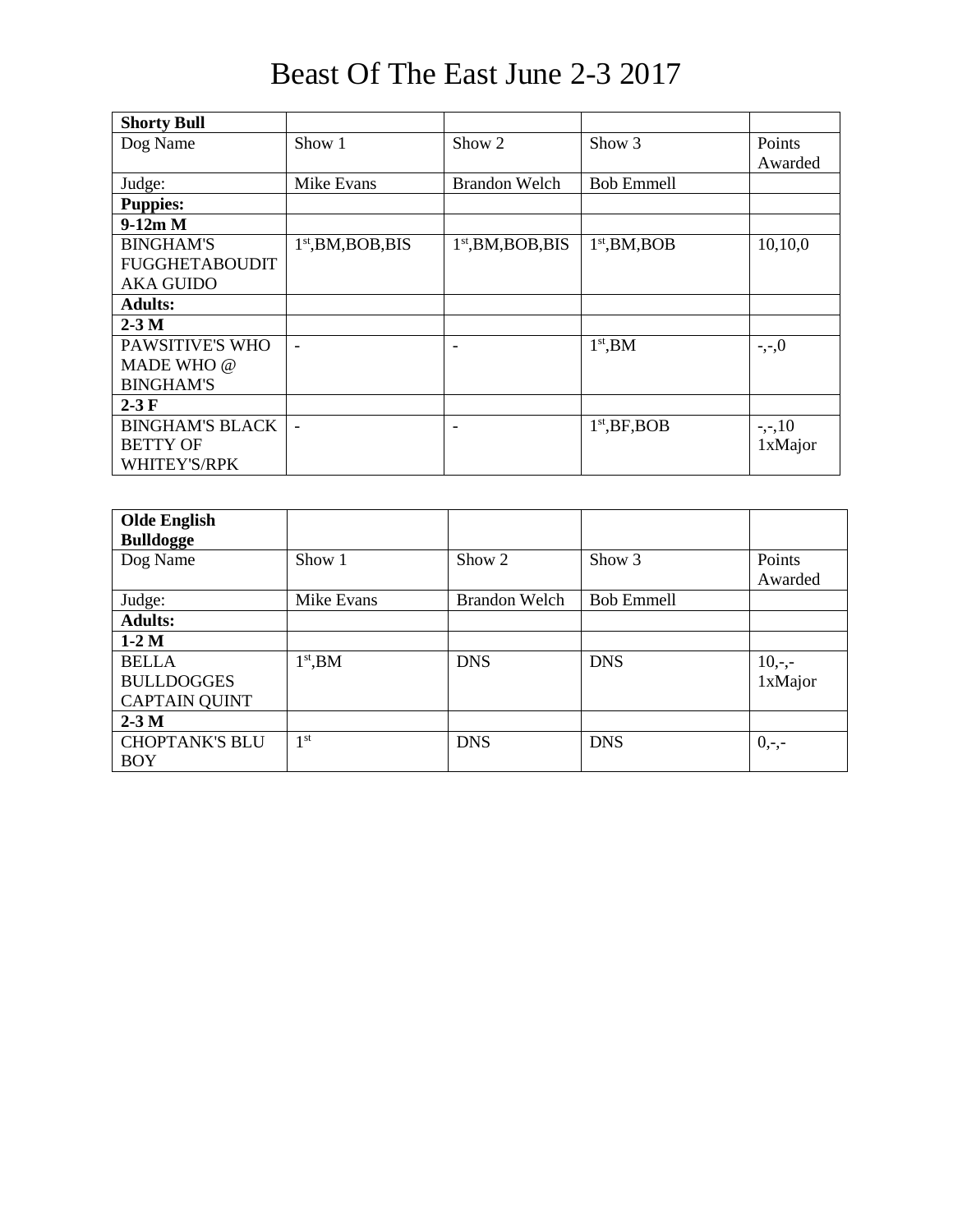# Beast Of The East June 2-3 2017

| **Shorty Bull** | | | | |
|---|---|---|---|---|
| Dog Name | Show 1 | Show 2 | Show 3 | Points Awarded |
| Judge: | Mike Evans | Brandon Welch | Bob Emmell | |
| **Puppies:** | | | | |
| **9-12m M** | | | | |
| BINGHAM'S FUGGHETABOUDIT AKA GUIDO | 1st,BM,BOB,BIS | 1st,BM,BOB,BIS | 1st,BM,BOB | 10,10,0 |
| **Adults:** | | | | |
| **2-3 M** | | | | |
| PAWSITIVE'S WHO MADE WHO @ BINGHAM'S | - | - | 1st,BM | -,-,0 |
| **2-3 F** | | | | |
| BINGHAM'S BLACK BETTY OF WHITEY'S/RPK | - | - | 1st,BF,BOB | -,-,10 1xMajor |

| **Olde English Bulldogge** | | | | |
|---|---|---|---|---|
| Dog Name | Show 1 | Show 2 | Show 3 | Points Awarded |
| Judge: | Mike Evans | Brandon Welch | Bob Emmell | |
| **Adults:** | | | | |
| **1-2 M** | | | | |
| BELLA BULLDOGGES CAPTAIN QUINT | 1st,BM | DNS | DNS | 10,-,- 1xMajor |
| **2-3 M** | | | | |
| CHOPTANK'S BLU BOY | 1st | DNS | DNS | 0,-,- |